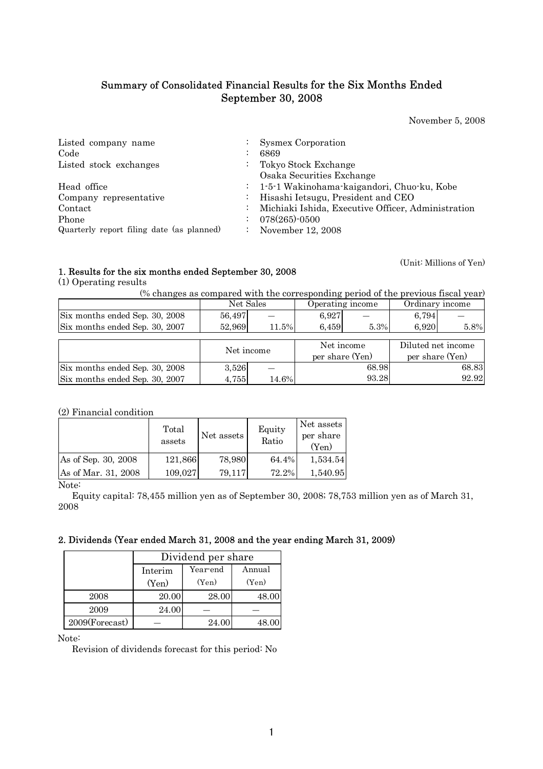# Summary of Consolidated Financial Results for the Six Months Ended September 30, 2008

November 5, 2008

| | | |
|---|---|---|
| Listed company name | : | Sysmex Corporation |
| Code | : | 6869 |
| Listed stock exchanges | : | Tokyo Stock Exchange<br>Osaka Securities Exchange |
| Head office | : | 1-5-1 Wakinohama-kaigandori, Chuo-ku, Kobe |
| Company representative | : | Hisashi Ietsugu, President and CEO |
| Contact | : | Michiaki Ishida, Executive Officer, Administration |
| Phone | : | 078(265)-0500 |
| Quarterly report filing date (as planned) | : | November 12, 2008 |

(Unit: Millions of Yen)

## 1. Results for the six months ended September 30, 2008

(1) Operating results

(% changes as compared with the corresponding period of the previous fiscal year)

| | Net Sales | | Operating income | | Ordinary income | |
|---|---|---|---|---|---|---|
| Six months ended Sep. 30, 2008 | 56,497 | — | 6,927 | — | 6,794 | — |
| Six months ended Sep. 30, 2007 | 52,969 | 11.5% | 6,459 | 5.3% | 6,920 | 5.8% |

| | Net income | | Net income per share (Yen) | Diluted net income per share (Yen) |
|---|---|---|---|---|
| Six months ended Sep. 30, 2008 | 3,526 | — | 68.98 | 68.83 |
| Six months ended Sep. 30, 2007 | 4,755 | 14.6% | 93.28 | 92.92 |

(2) Financial condition

| | Total assets | Net assets | Equity Ratio | Net assets per share (Yen) |
|---|---|---|---|---|
| As of Sep. 30, 2008 | 121,866 | 78,980 | 64.4% | 1,534.54 |
| As of Mar. 31, 2008 | 109,027 | 79,117 | 72.2% | 1,540.95 |

Note:

Equity capital: 78,455 million yen as of September 30, 2008; 78,753 million yen as of March 31, 2008

## 2. Dividends (Year ended March 31, 2008 and the year ending March 31, 2009)

| | Dividend per share | | |
|---|---|---|---|
| | Interim (Yen) | Year-end (Yen) | Annual (Yen) |
| 2008 | 20.00 | 28.00 | 48.00 |
| 2009 | 24.00 | — | — |
| 2009(Forecast) | — | 24.00 | 48.00 |

Note:

Revision of dividends forecast for this period: No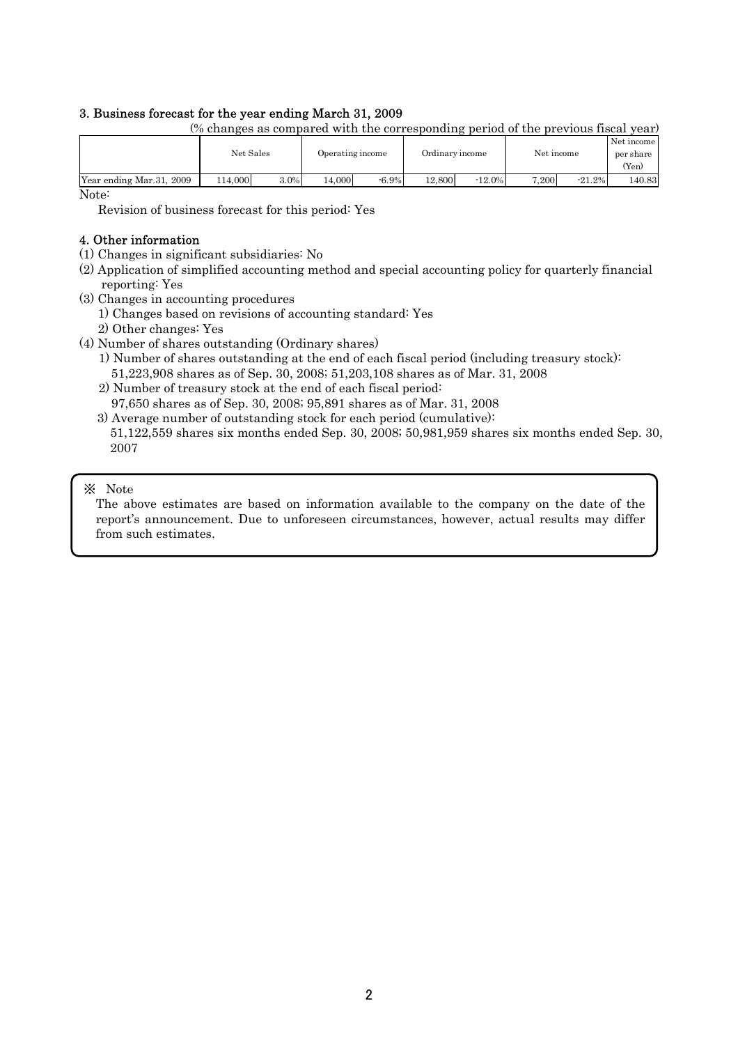### 3. Business forecast for the year ending March 31, 2009

(% changes as compared with the corresponding period of the previous fiscal year)

| | Net Sales | | Operating income | | Ordinary income | | Net income | | Net income per share (Yen) |
|---|---|---|---|---|---|---|---|---|---|
| Year ending Mar.31, 2009 | 114,000 | 3.0% | 14,000 | -6.9% | 12,800 | -12.0% | 7,200 | -21.2% | 140.83 |

Note:

Revision of business forecast for this period: Yes

### 4. Other information

(1) Changes in significant subsidiaries: No

(2) Application of simplified accounting method and special accounting policy for quarterly financial reporting: Yes

(3) Changes in accounting procedures

1) Changes based on revisions of accounting standard: Yes

2) Other changes: Yes

(4) Number of shares outstanding (Ordinary shares)

1) Number of shares outstanding at the end of each fiscal period (including treasury stock): 51,223,908 shares as of Sep. 30, 2008; 51,203,108 shares as of Mar. 31, 2008

2) Number of treasury stock at the end of each fiscal period: 97,650 shares as of Sep. 30, 2008; 95,891 shares as of Mar. 31, 2008

3) Average number of outstanding stock for each period (cumulative): 51,122,559 shares six months ended Sep. 30, 2008; 50,981,959 shares six months ended Sep. 30, 2007

※ Note

The above estimates are based on information available to the company on the date of the report's announcement. Due to unforeseen circumstances, however, actual results may differ from such estimates.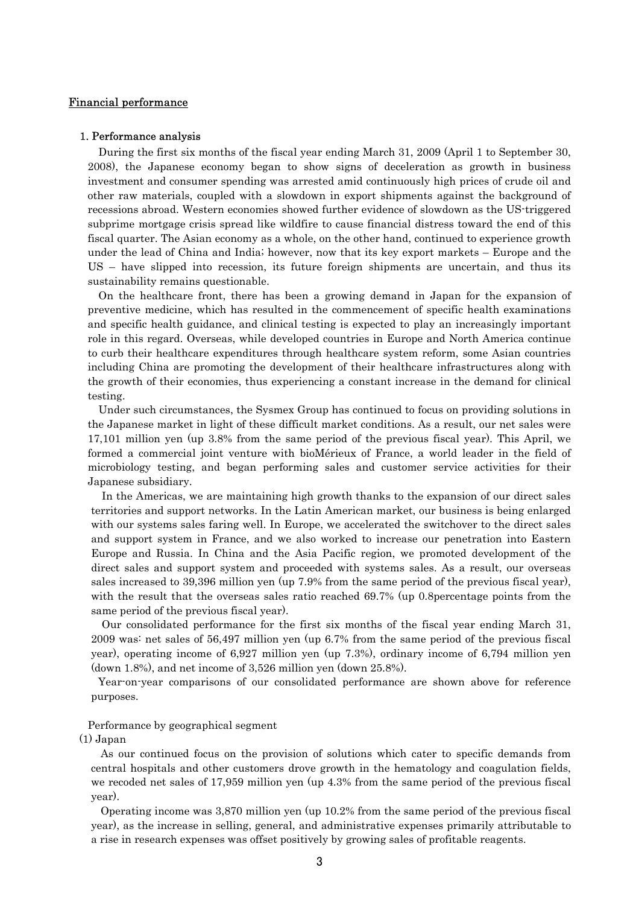## Financial performance

### 1. Performance analysis

During the first six months of the fiscal year ending March 31, 2009 (April 1 to September 30, 2008), the Japanese economy began to show signs of deceleration as growth in business investment and consumer spending was arrested amid continuously high prices of crude oil and other raw materials, coupled with a slowdown in export shipments against the background of recessions abroad. Western economies showed further evidence of slowdown as the US-triggered subprime mortgage crisis spread like wildfire to cause financial distress toward the end of this fiscal quarter. The Asian economy as a whole, on the other hand, continued to experience growth under the lead of China and India; however, now that its key export markets – Europe and the US – have slipped into recession, its future foreign shipments are uncertain, and thus its sustainability remains questionable.

On the healthcare front, there has been a growing demand in Japan for the expansion of preventive medicine, which has resulted in the commencement of specific health examinations and specific health guidance, and clinical testing is expected to play an increasingly important role in this regard. Overseas, while developed countries in Europe and North America continue to curb their healthcare expenditures through healthcare system reform, some Asian countries including China are promoting the development of their healthcare infrastructures along with the growth of their economies, thus experiencing a constant increase in the demand for clinical testing.

Under such circumstances, the Sysmex Group has continued to focus on providing solutions in the Japanese market in light of these difficult market conditions. As a result, our net sales were 17,101 million yen (up 3.8% from the same period of the previous fiscal year). This April, we formed a commercial joint venture with bioMérieux of France, a world leader in the field of microbiology testing, and began performing sales and customer service activities for their Japanese subsidiary.

In the Americas, we are maintaining high growth thanks to the expansion of our direct sales territories and support networks. In the Latin American market, our business is being enlarged with our systems sales faring well. In Europe, we accelerated the switchover to the direct sales and support system in France, and we also worked to increase our penetration into Eastern Europe and Russia. In China and the Asia Pacific region, we promoted development of the direct sales and support system and proceeded with systems sales. As a result, our overseas sales increased to 39,396 million yen (up 7.9% from the same period of the previous fiscal year), with the result that the overseas sales ratio reached 69.7% (up 0.8percentage points from the same period of the previous fiscal year).

Our consolidated performance for the first six months of the fiscal year ending March 31, 2009 was: net sales of 56,497 million yen (up 6.7% from the same period of the previous fiscal year), operating income of 6,927 million yen (up 7.3%), ordinary income of 6,794 million yen (down 1.8%), and net income of 3,526 million yen (down 25.8%).

Year-on-year comparisons of our consolidated performance are shown above for reference purposes.

Performance by geographical segment

(1) Japan

As our continued focus on the provision of solutions which cater to specific demands from central hospitals and other customers drove growth in the hematology and coagulation fields, we recoded net sales of 17,959 million yen (up 4.3% from the same period of the previous fiscal year).

Operating income was 3,870 million yen (up 10.2% from the same period of the previous fiscal year), as the increase in selling, general, and administrative expenses primarily attributable to a rise in research expenses was offset positively by growing sales of profitable reagents.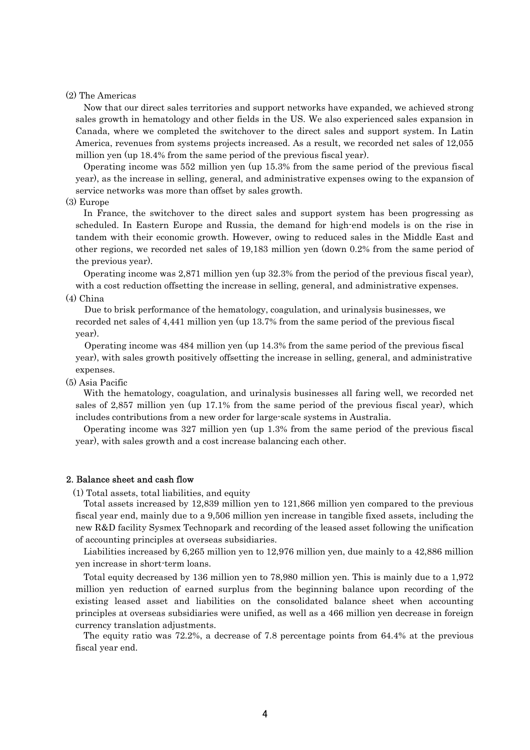(2) The Americas

Now that our direct sales territories and support networks have expanded, we achieved strong sales growth in hematology and other fields in the US. We also experienced sales expansion in Canada, where we completed the switchover to the direct sales and support system. In Latin America, revenues from systems projects increased. As a result, we recorded net sales of 12,055 million yen (up 18.4% from the same period of the previous fiscal year).

Operating income was 552 million yen (up 15.3% from the same period of the previous fiscal year), as the increase in selling, general, and administrative expenses owing to the expansion of service networks was more than offset by sales growth.

(3) Europe

In France, the switchover to the direct sales and support system has been progressing as scheduled. In Eastern Europe and Russia, the demand for high-end models is on the rise in tandem with their economic growth. However, owing to reduced sales in the Middle East and other regions, we recorded net sales of 19,183 million yen (down 0.2% from the same period of the previous year).

Operating income was 2,871 million yen (up 32.3% from the period of the previous fiscal year), with a cost reduction offsetting the increase in selling, general, and administrative expenses.

(4) China

Due to brisk performance of the hematology, coagulation, and urinalysis businesses, we recorded net sales of 4,441 million yen (up 13.7% from the same period of the previous fiscal year).

Operating income was 484 million yen (up 14.3% from the same period of the previous fiscal year), with sales growth positively offsetting the increase in selling, general, and administrative expenses.

(5) Asia Pacific

With the hematology, coagulation, and urinalysis businesses all faring well, we recorded net sales of 2,857 million yen (up 17.1% from the same period of the previous fiscal year), which includes contributions from a new order for large-scale systems in Australia.

Operating income was 327 million yen (up 1.3% from the same period of the previous fiscal year), with sales growth and a cost increase balancing each other.

## 2. Balance sheet and cash flow

(1) Total assets, total liabilities, and equity

Total assets increased by 12,839 million yen to 121,866 million yen compared to the previous fiscal year end, mainly due to a 9,506 million yen increase in tangible fixed assets, including the new R&D facility Sysmex Technopark and recording of the leased asset following the unification of accounting principles at overseas subsidiaries.

Liabilities increased by 6,265 million yen to 12,976 million yen, due mainly to a 42,886 million yen increase in short-term loans.

Total equity decreased by 136 million yen to 78,980 million yen. This is mainly due to a 1,972 million yen reduction of earned surplus from the beginning balance upon recording of the existing leased asset and liabilities on the consolidated balance sheet when accounting principles at overseas subsidiaries were unified, as well as a 466 million yen decrease in foreign currency translation adjustments.

The equity ratio was 72.2%, a decrease of 7.8 percentage points from 64.4% at the previous fiscal year end.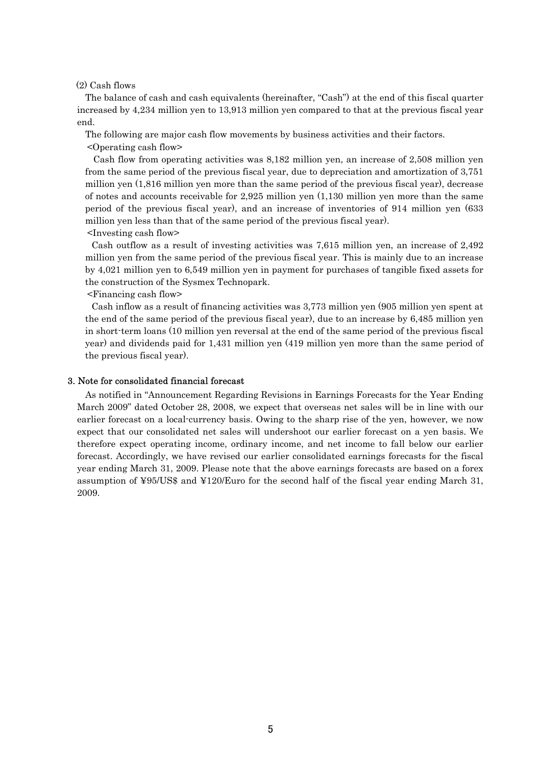(2) Cash flows

The balance of cash and cash equivalents (hereinafter, "Cash") at the end of this fiscal quarter increased by 4,234 million yen to 13,913 million yen compared to that at the previous fiscal year end.

The following are major cash flow movements by business activities and their factors.

<Operating cash flow>

Cash flow from operating activities was 8,182 million yen, an increase of 2,508 million yen from the same period of the previous fiscal year, due to depreciation and amortization of 3,751 million yen (1,816 million yen more than the same period of the previous fiscal year), decrease of notes and accounts receivable for 2,925 million yen (1,130 million yen more than the same period of the previous fiscal year), and an increase of inventories of 914 million yen (633 million yen less than that of the same period of the previous fiscal year).

<Investing cash flow>

Cash outflow as a result of investing activities was 7,615 million yen, an increase of 2,492 million yen from the same period of the previous fiscal year. This is mainly due to an increase by 4,021 million yen to 6,549 million yen in payment for purchases of tangible fixed assets for the construction of the Sysmex Technopark.

<Financing cash flow>

Cash inflow as a result of financing activities was 3,773 million yen (905 million yen spent at the end of the same period of the previous fiscal year), due to an increase by 6,485 million yen in short-term loans (10 million yen reversal at the end of the same period of the previous fiscal year) and dividends paid for 1,431 million yen (419 million yen more than the same period of the previous fiscal year).

## 3. Note for consolidated financial forecast

As notified in "Announcement Regarding Revisions in Earnings Forecasts for the Year Ending March 2009" dated October 28, 2008, we expect that overseas net sales will be in line with our earlier forecast on a local-currency basis. Owing to the sharp rise of the yen, however, we now expect that our consolidated net sales will undershoot our earlier forecast on a yen basis. We therefore expect operating income, ordinary income, and net income to fall below our earlier forecast. Accordingly, we have revised our earlier consolidated earnings forecasts for the fiscal year ending March 31, 2009. Please note that the above earnings forecasts are based on a forex assumption of ¥95/US$ and ¥120/Euro for the second half of the fiscal year ending March 31, 2009.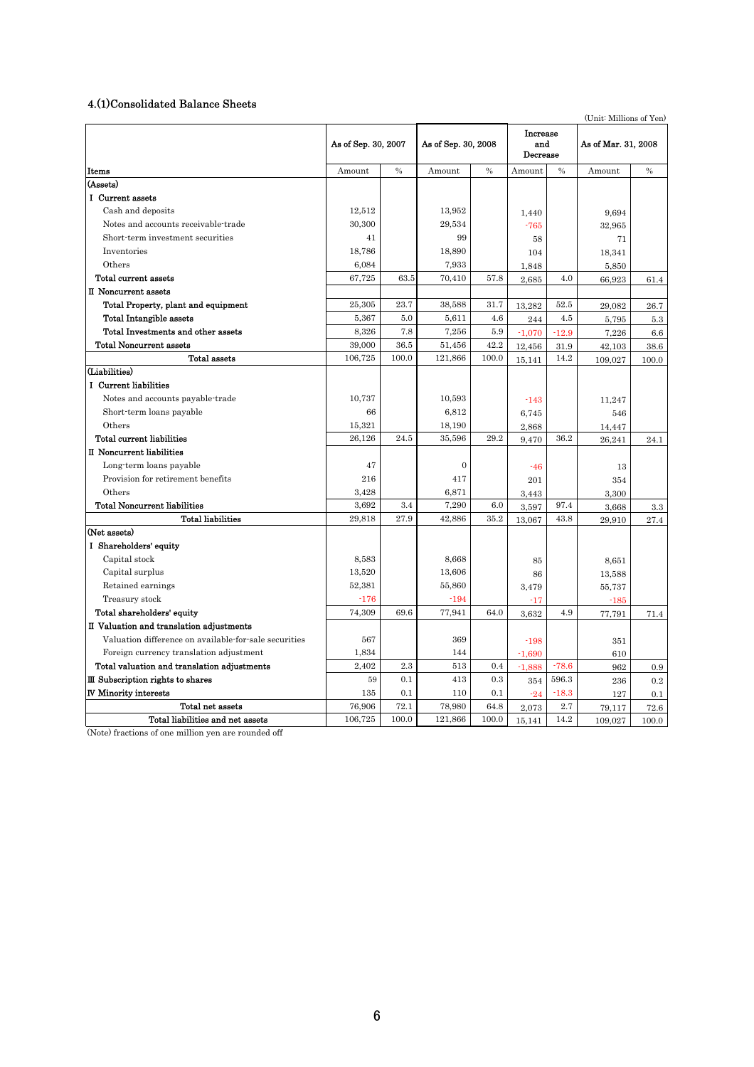## 4.(1)Consolidated Balance Sheets

(Unit: Millions of Yen)

| Items | As of Sep. 30, 2007 | | As of Sep. 30, 2008 | | Increase and Decrease | | As of Mar. 31, 2008 | |
|---|---|---|---|---|---|---|---|---|
| | Amount | % | Amount | % | Amount | % | Amount | % |
| (Assets) | | | | | | | | |
| Ⅰ Current assets | | | | | | | | |
| Cash and deposits | 12,512 | | 13,952 | | 1,440 | | 9,694 | |
| Notes and accounts receivable-trade | 30,300 | | 29,534 | | -765 | | 32,965 | |
| Short-term investment securities | 41 | | 99 | | 58 | | 71 | |
| Inventories | 18,786 | | 18,890 | | 104 | | 18,341 | |
| Others | 6,084 | | 7,933 | | 1,848 | | 5,850 | |
| Total current assets | 67,725 | 63.5 | 70,410 | 57.8 | 2,685 | 4.0 | 66,923 | 61.4 |
| Ⅱ Noncurrent assets | | | | | | | | |
| Total Property, plant and equipment | 25,305 | 23.7 | 38,588 | 31.7 | 13,282 | 52.5 | 29,082 | 26.7 |
| Total Intangible assets | 5,367 | 5.0 | 5,611 | 4.6 | 244 | 4.5 | 5,795 | 5.3 |
| Total Investments and other assets | 8,326 | 7.8 | 7,256 | 5.9 | -1,070 | -12.9 | 7,226 | 6.6 |
| Total Noncurrent assets | 39,000 | 36.5 | 51,456 | 42.2 | 12,456 | 31.9 | 42,103 | 38.6 |
| Total assets | 106,725 | 100.0 | 121,866 | 100.0 | 15,141 | 14.2 | 109,027 | 100.0 |
| (Liabilities) | | | | | | | | |
| Ⅰ Current liabilities | | | | | | | | |
| Notes and accounts payable-trade | 10,737 | | 10,593 | | -143 | | 11,247 | |
| Short-term loans payable | 66 | | 6,812 | | 6,745 | | 546 | |
| Others | 15,321 | | 18,190 | | 2,868 | | 14,447 | |
| Total current liabilities | 26,126 | 24.5 | 35,596 | 29.2 | 9,470 | 36.2 | 26,241 | 24.1 |
| Ⅱ Noncurrent liabilities | | | | | | | | |
| Long-term loans payable | 47 | | 0 | | -46 | | 13 | |
| Provision for retirement benefits | 216 | | 417 | | 201 | | 354 | |
| Others | 3,428 | | 6,871 | | 3,443 | | 3,300 | |
| Total Noncurrent liabilities | 3,692 | 3.4 | 7,290 | 6.0 | 3,597 | 97.4 | 3,668 | 3.3 |
| Total liabilities | 29,818 | 27.9 | 42,886 | 35.2 | 13,067 | 43.8 | 29,910 | 27.4 |
| (Net assets) | | | | | | | | |
| Ⅰ Shareholders' equity | | | | | | | | |
| Capital stock | 8,583 | | 8,668 | | 85 | | 8,651 | |
| Capital surplus | 13,520 | | 13,606 | | 86 | | 13,588 | |
| Retained earnings | 52,381 | | 55,860 | | 3,479 | | 55,737 | |
| Treasury stock | -176 | | -194 | | -17 | | -185 | |
| Total shareholders' equity | 74,309 | 69.6 | 77,941 | 64.0 | 3,632 | 4.9 | 77,791 | 71.4 |
| Ⅱ Valuation and translation adjustments | | | | | | | | |
| Valuation difference on available-for-sale securities | 567 | | 369 | | -198 | | 351 | |
| Foreign currency translation adjustment | 1,834 | | 144 | | -1,690 | | 610 | |
| Total valuation and translation adjustments | 2,402 | 2.3 | 513 | 0.4 | -1,888 | -78.6 | 962 | 0.9 |
| Ⅲ Subscription rights to shares | 59 | 0.1 | 413 | 0.3 | 354 | 596.3 | 236 | 0.2 |
| Ⅳ Minority interests | 135 | 0.1 | 110 | 0.1 | -24 | -18.3 | 127 | 0.1 |
| Total net assets | 76,906 | 72.1 | 78,980 | 64.8 | 2,073 | 2.7 | 79,117 | 72.6 |
| Total liabilities and net assets | 106,725 | 100.0 | 121,866 | 100.0 | 15,141 | 14.2 | 109,027 | 100.0 |

(Note) fractions of one million yen are rounded off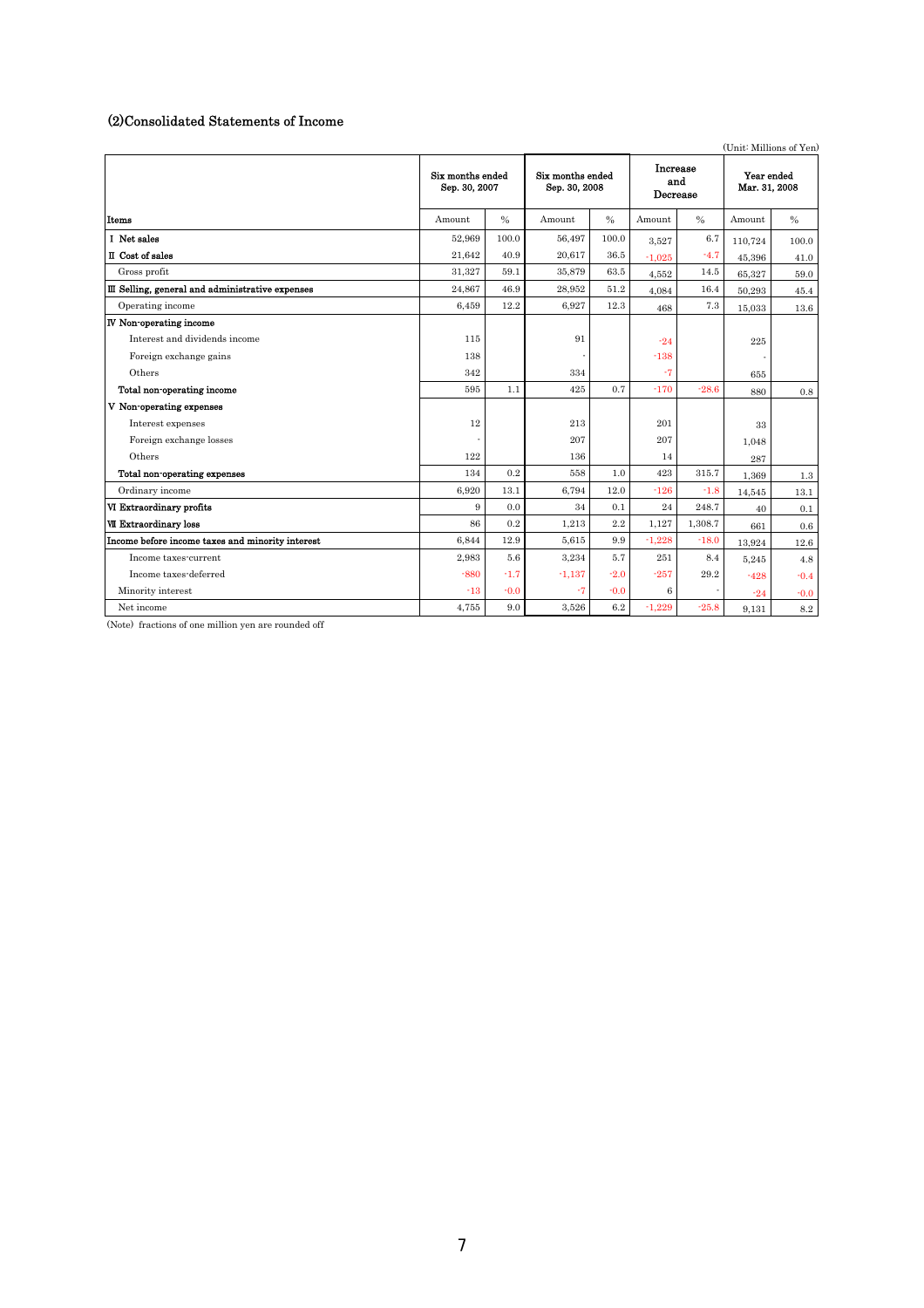## (2)Consolidated Statements of Income

(Unit: Millions of Yen)

| Items | Six months ended Sep. 30, 2007 | | Six months ended Sep. 30, 2008 | | Increase and Decrease | | Year ended Mar. 31, 2008 | |
|---|---|---|---|---|---|---|---|---|
| | Amount | % | Amount | % | Amount | % | Amount | % |
| **Ⅰ Net sales** | 52,969 | 100.0 | 56,497 | 100.0 | 3,527 | 6.7 | 110,724 | 100.0 |
| **Ⅱ Cost of sales** | 21,642 | 40.9 | 20,617 | 36.5 | -1,025 | -4.7 | 45,396 | 41.0 |
| Gross profit | 31,327 | 59.1 | 35,879 | 63.5 | 4,552 | 14.5 | 65,327 | 59.0 |
| **Ⅲ Selling, general and administrative expenses** | 24,867 | 46.9 | 28,952 | 51.2 | 4,084 | 16.4 | 50,293 | 45.4 |
| Operating income | 6,459 | 12.2 | 6,927 | 12.3 | 468 | 7.3 | 15,033 | 13.6 |
| **Ⅳ Non-operating income** | | | | | | | | |
| Interest and dividends income | 115 | | 91 | | -24 | | 225 | |
| Foreign exchange gains | 138 | | - | | -138 | | - | |
| Others | 342 | | 334 | | -7 | | 655 | |
| **Total non-operating income** | 595 | 1.1 | 425 | 0.7 | -170 | -28.6 | 880 | 0.8 |
| **Ⅴ Non-operating expenses** | | | | | | | | |
| Interest expenses | 12 | | 213 | | 201 | | 33 | |
| Foreign exchange losses | - | | 207 | | 207 | | 1,048 | |
| Others | 122 | | 136 | | 14 | | 287 | |
| **Total non-operating expenses** | 134 | 0.2 | 558 | 1.0 | 423 | 315.7 | 1,369 | 1.3 |
| Ordinary income | 6,920 | 13.1 | 6,794 | 12.0 | -126 | -1.8 | 14,545 | 13.1 |
| **Ⅵ Extraordinary profits** | 9 | 0.0 | 34 | 0.1 | 24 | 248.7 | 40 | 0.1 |
| **Ⅶ Extraordinary loss** | 86 | 0.2 | 1,213 | 2.2 | 1,127 | 1,308.7 | 661 | 0.6 |
| **Income before income taxes and minority interest** | 6,844 | 12.9 | 5,615 | 9.9 | -1,228 | -18.0 | 13,924 | 12.6 |
| Income taxes-current | 2,983 | 5.6 | 3,234 | 5.7 | 251 | 8.4 | 5,245 | 4.8 |
| Income taxes-deferred | -880 | -1.7 | -1,137 | -2.0 | -257 | 29.2 | -428 | -0.4 |
| Minority interest | -13 | -0.0 | -7 | -0.0 | 6 | - | -24 | -0.0 |
| Net income | 4,755 | 9.0 | 3,526 | 6.2 | -1,229 | -25.8 | 9,131 | 8.2 |

(Note) fractions of one million yen are rounded off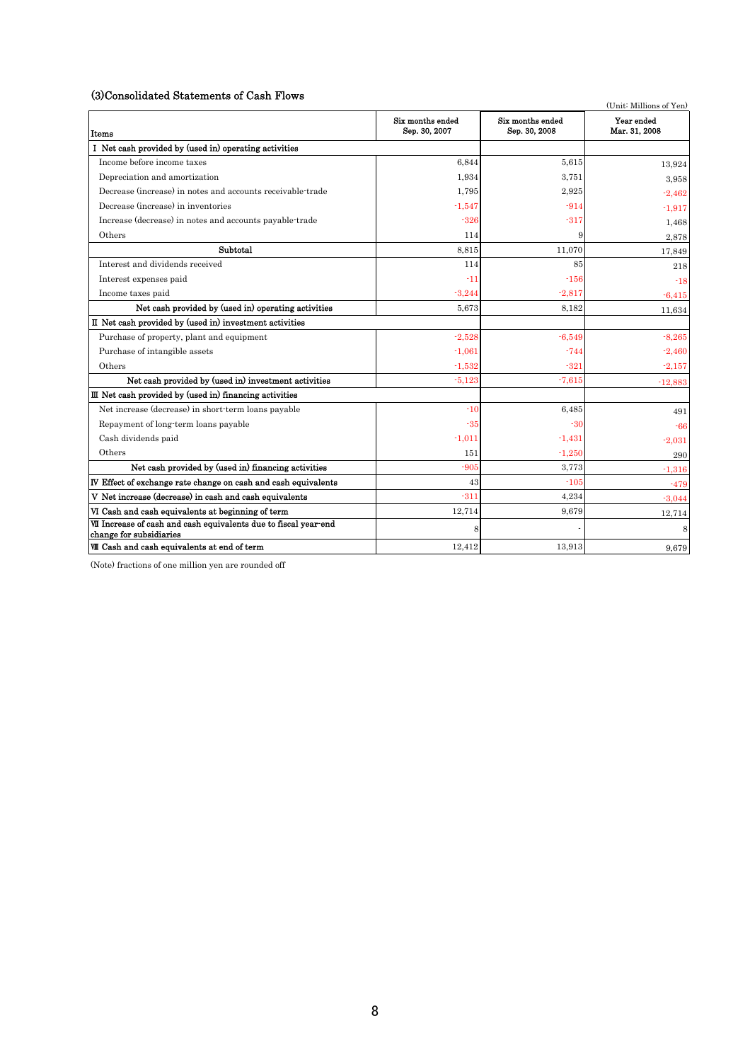### (3)Consolidated Statements of Cash Flows

(Unit: Millions of Yen)

| Items | Six months ended Sep. 30, 2007 | Six months ended Sep. 30, 2008 | Year ended Mar. 31, 2008 |
|---|---|---|---|
| Ⅰ Net cash provided by (used in) operating activities | | | |
| Income before income taxes | 6,844 | 5,615 | 13,924 |
| Depreciation and amortization | 1,934 | 3,751 | 3,958 |
| Decrease (increase) in notes and accounts receivable-trade | 1,795 | 2,925 | -2,462 |
| Decrease (increase) in inventories | -1,547 | -914 | -1,917 |
| Increase (decrease) in notes and accounts payable-trade | -326 | -317 | 1,468 |
| Others | 114 | 9 | 2,878 |
| Subtotal | 8,815 | 11,070 | 17,849 |
| Interest and dividends received | 114 | 85 | 218 |
| Interest expenses paid | -11 | -156 | -18 |
| Income taxes paid | -3,244 | -2,817 | -6,415 |
| Net cash provided by (used in) operating activities | 5,673 | 8,182 | 11,634 |
| Ⅱ Net cash provided by (used in) investment activities | | | |
| Purchase of property, plant and equipment | -2,528 | -6,549 | -8,265 |
| Purchase of intangible assets | -1,061 | -744 | -2,460 |
| Others | -1,532 | -321 | -2,157 |
| Net cash provided by (used in) investment activities | -5,123 | -7,615 | -12,883 |
| Ⅲ Net cash provided by (used in) financing activities | | | |
| Net increase (decrease) in short-term loans payable | -10 | 6,485 | 491 |
| Repayment of long-term loans payable | -35 | -30 | -66 |
| Cash dividends paid | -1,011 | -1,431 | -2,031 |
| Others | 151 | -1,250 | 290 |
| Net cash provided by (used in) financing activities | -905 | 3,773 | -1,316 |
| Ⅳ Effect of exchange rate change on cash and cash equivalents | 43 | -105 | -479 |
| Ⅴ Net increase (decrease) in cash and cash equivalents | -311 | 4,234 | -3,044 |
| Ⅵ Cash and cash equivalents at beginning of term | 12,714 | 9,679 | 12,714 |
| Ⅶ Increase of cash and cash equivalents due to fiscal year-end change for subsidiaries | 8 | - | 8 |
| Ⅷ Cash and cash equivalents at end of term | 12,412 | 13,913 | 9,679 |

(Note) fractions of one million yen are rounded off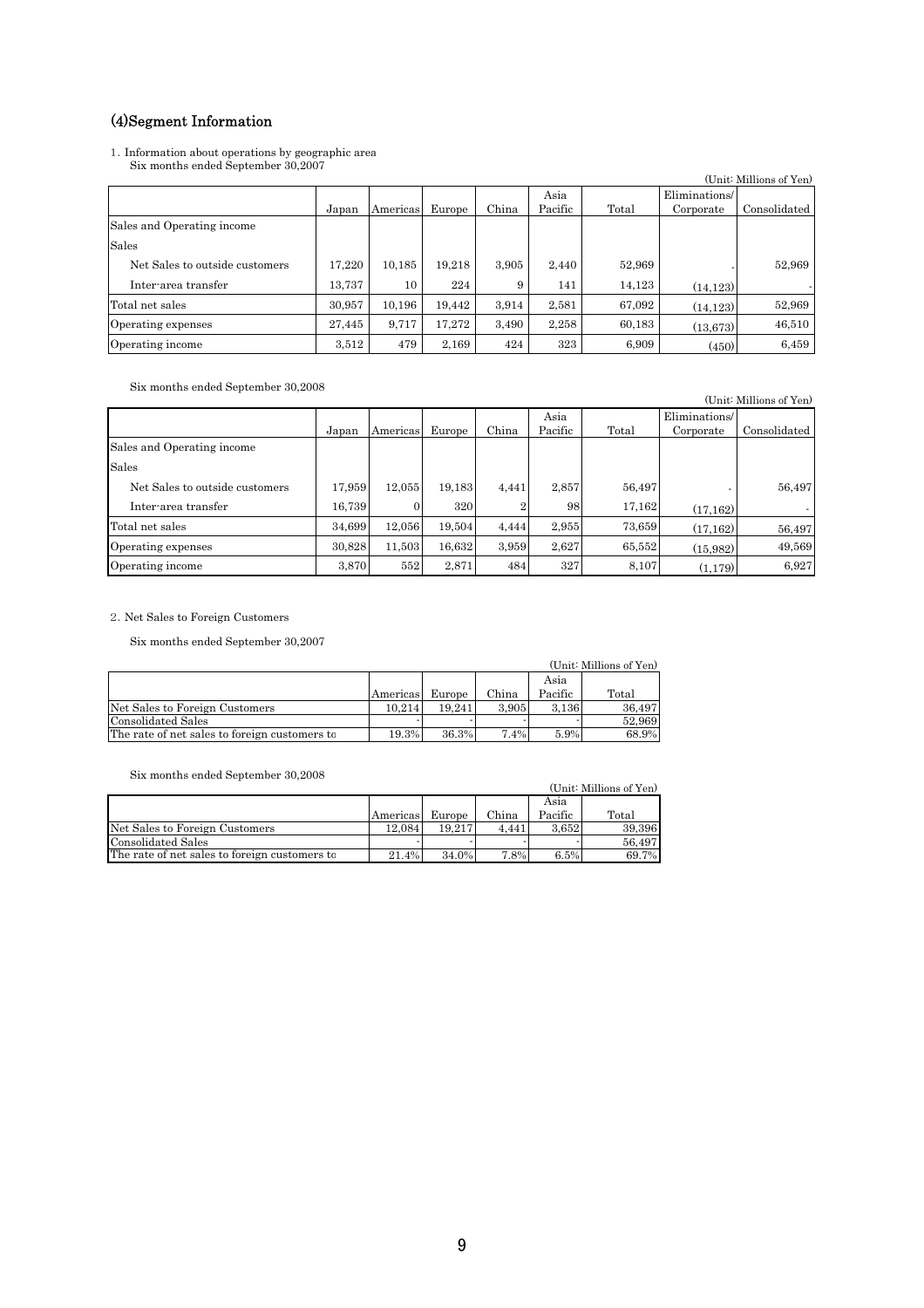## (4)Segment Information

1. Information about operations by geographic area

Six months ended September 30,2007

(Unit: Millions of Yen)

| | Japan | Americas | Europe | China | Asia Pacific | Total | Eliminations/ Corporate | Consolidated |
|---|---|---|---|---|---|---|---|---|
| Sales and Operating income | | | | | | | | |
| Sales | | | | | | | | |
| Net Sales to outside customers | 17,220 | 10,185 | 19,218 | 3,905 | 2,440 | 52,969 | - | 52,969 |
| Inter-area transfer | 13,737 | 10 | 224 | 9 | 141 | 14,123 | (14,123) | - |
| Total net sales | 30,957 | 10,196 | 19,442 | 3,914 | 2,581 | 67,092 | (14,123) | 52,969 |
| Operating expenses | 27,445 | 9,717 | 17,272 | 3,490 | 2,258 | 60,183 | (13,673) | 46,510 |
| Operating income | 3,512 | 479 | 2,169 | 424 | 323 | 6,909 | (450) | 6,459 |

Six months ended September 30,2008

(Unit: Millions of Yen)

| | Japan | Americas | Europe | China | Asia Pacific | Total | Eliminations/ Corporate | Consolidated |
|---|---|---|---|---|---|---|---|---|
| Sales and Operating income | | | | | | | | |
| Sales | | | | | | | | |
| Net Sales to outside customers | 17,959 | 12,055 | 19,183 | 4,441 | 2,857 | 56,497 | - | 56,497 |
| Inter-area transfer | 16,739 | 0 | 320 | 2 | 98 | 17,162 | (17,162) | - |
| Total net sales | 34,699 | 12,056 | 19,504 | 4,444 | 2,955 | 73,659 | (17,162) | 56,497 |
| Operating expenses | 30,828 | 11,503 | 16,632 | 3,959 | 2,627 | 65,552 | (15,982) | 49,569 |
| Operating income | 3,870 | 552 | 2,871 | 484 | 327 | 8,107 | (1,179) | 6,927 |

2. Net Sales to Foreign Customers

Six months ended September 30,2007

(Unit: Millions of Yen)

| | Americas | Europe | China | Asia Pacific | Total |
|---|---|---|---|---|---|
| Net Sales to Foreign Customers | 10,214 | 19,241 | 3,905 | 3,136 | 36,497 |
| Consolidated Sales | - | - | - | - | 52,969 |
| The rate of net sales to foreign customers to | 19.3% | 36.3% | 7.4% | 5.9% | 68.9% |

Six months ended September 30,2008

(Unit: Millions of Yen)

| | Americas | Europe | China | Asia Pacific | Total |
|---|---|---|---|---|---|
| Net Sales to Foreign Customers | 12,084 | 19,217 | 4,441 | 3,652 | 39,396 |
| Consolidated Sales | - | - | - | - | 56,497 |
| The rate of net sales to foreign customers to | 21.4% | 34.0% | 7.8% | 6.5% | 69.7% |